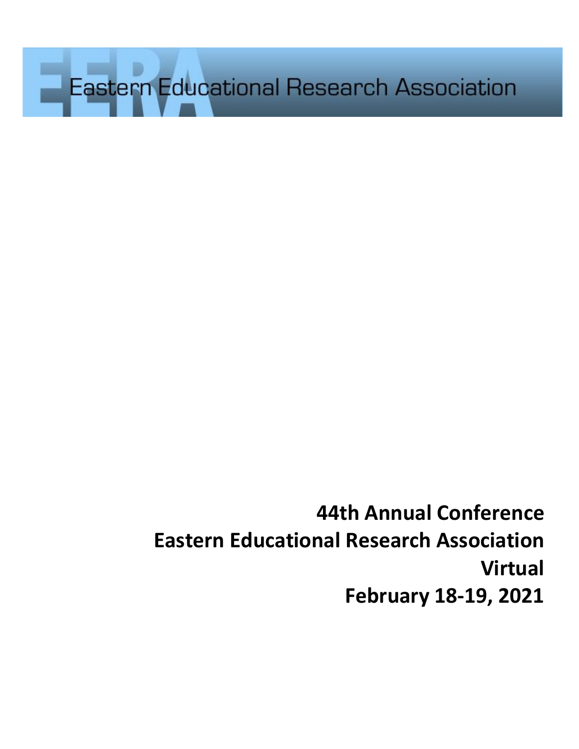Eastern Educational Research Association

# 44th Annual Conference
# Eastern Educational Research Association
# Virtual
# February 18-19, 2021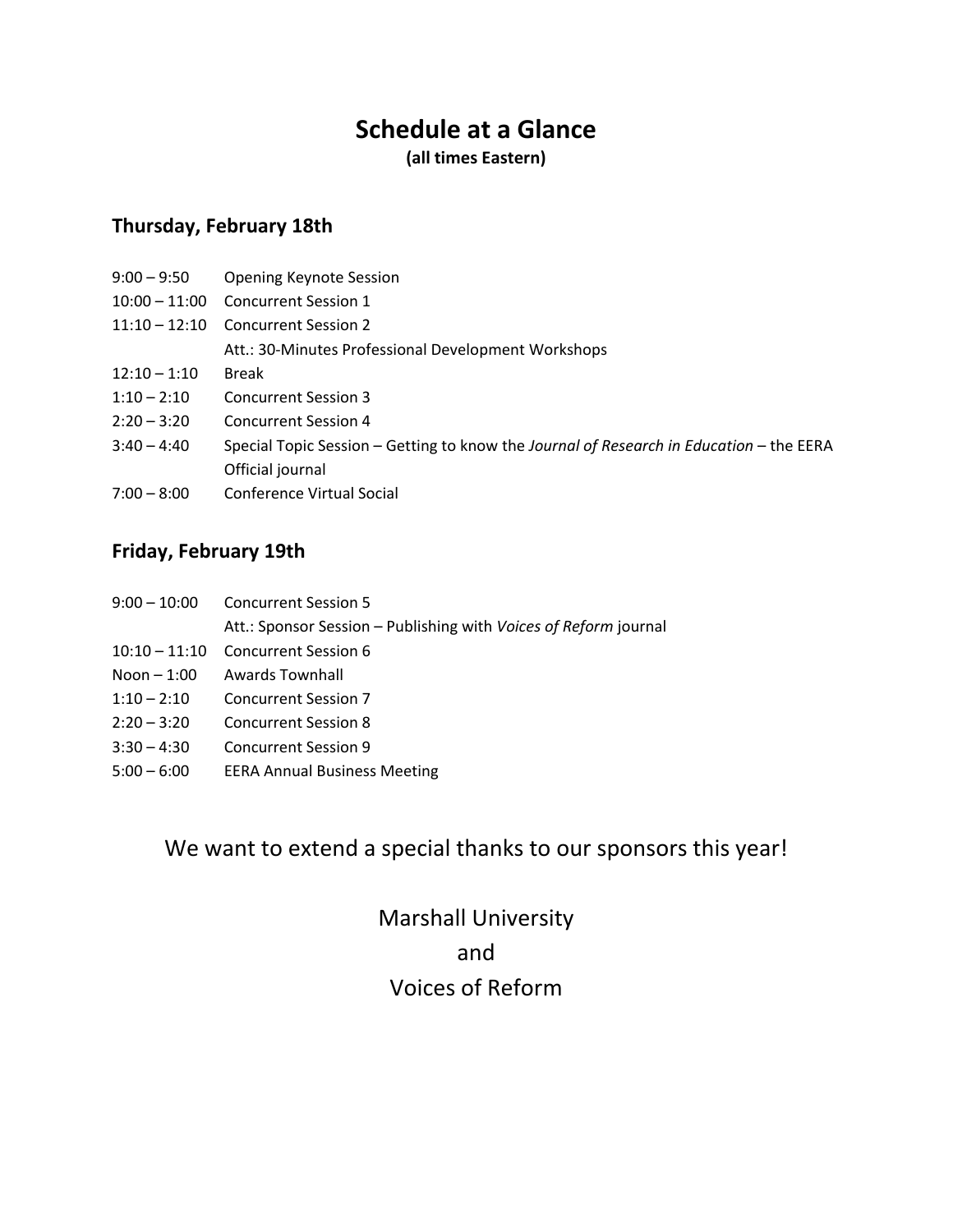# Schedule at a Glance

**(all times Eastern)**

## Thursday, February 18th

| | |
|---|---|
| 9:00 – 9:50 | Opening Keynote Session |
| 10:00 – 11:00 | Concurrent Session 1 |
| 11:10 – 12:10 | Concurrent Session 2 |
| | Att.: 30-Minutes Professional Development Workshops |
| 12:10 – 1:10 | Break |
| 1:10 – 2:10 | Concurrent Session 3 |
| 2:20 – 3:20 | Concurrent Session 4 |
| 3:40 – 4:40 | Special Topic Session – Getting to know the *Journal of Research in Education* – the EERA Official journal |
| 7:00 – 8:00 | Conference Virtual Social |

## Friday, February 19th

| | |
|---|---|
| 9:00 – 10:00 | Concurrent Session 5 |
| | Att.: Sponsor Session – Publishing with *Voices of Reform* journal |
| 10:10 – 11:10 | Concurrent Session 6 |
| Noon – 1:00 | Awards Townhall |
| 1:10 – 2:10 | Concurrent Session 7 |
| 2:20 – 3:20 | Concurrent Session 8 |
| 3:30 – 4:30 | Concurrent Session 9 |
| 5:00 – 6:00 | EERA Annual Business Meeting |

We want to extend a special thanks to our sponsors this year!

Marshall University

and

Voices of Reform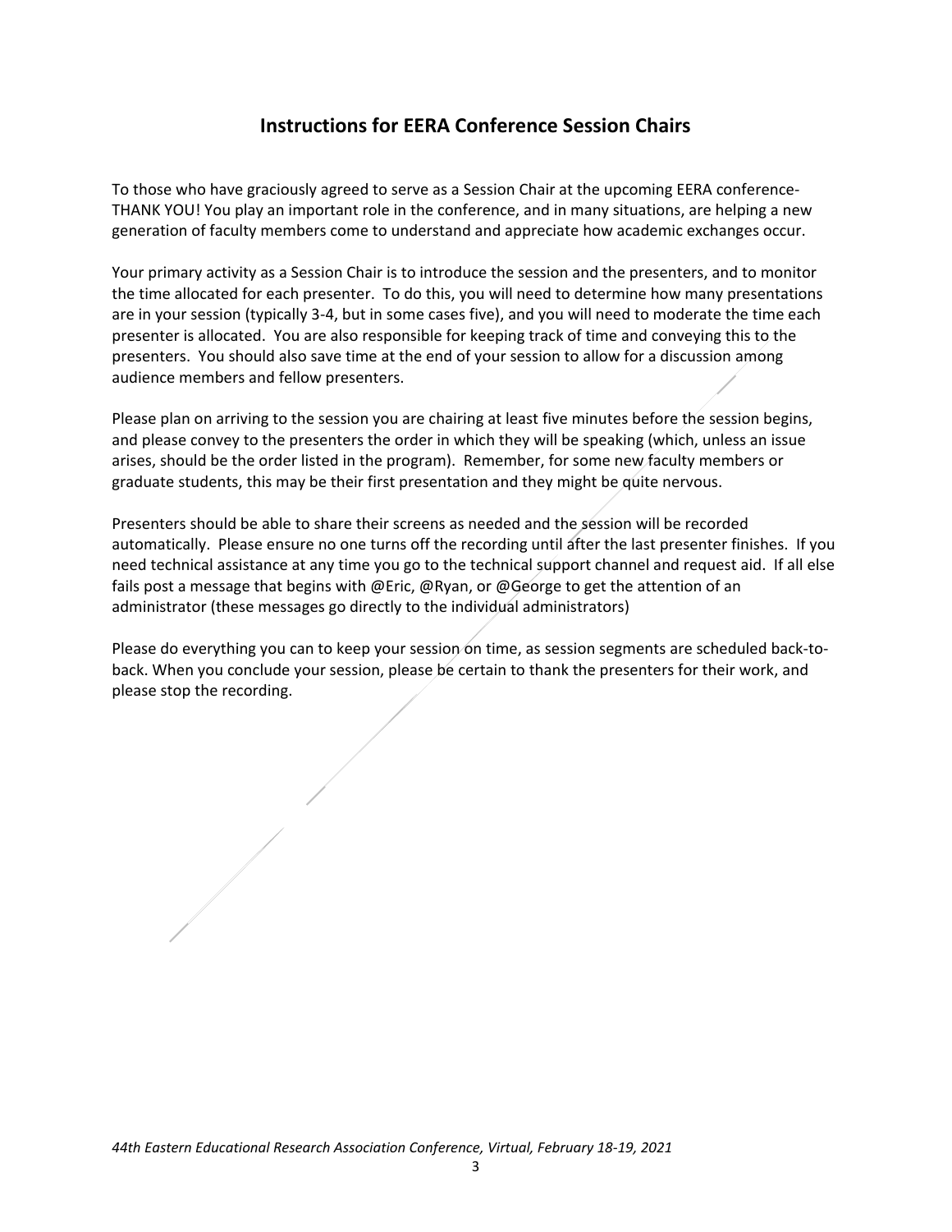## Instructions for EERA Conference Session Chairs

To those who have graciously agreed to serve as a Session Chair at the upcoming EERA conference- THANK YOU! You play an important role in the conference, and in many situations, are helping a new generation of faculty members come to understand and appreciate how academic exchanges occur.

Your primary activity as a Session Chair is to introduce the session and the presenters, and to monitor the time allocated for each presenter. To do this, you will need to determine how many presentations are in your session (typically 3-4, but in some cases five), and you will need to moderate the time each presenter is allocated. You are also responsible for keeping track of time and conveying this to the presenters. You should also save time at the end of your session to allow for a discussion among audience members and fellow presenters.

Please plan on arriving to the session you are chairing at least five minutes before the session begins, and please convey to the presenters the order in which they will be speaking (which, unless an issue arises, should be the order listed in the program). Remember, for some new faculty members or graduate students, this may be their first presentation and they might be quite nervous.

Presenters should be able to share their screens as needed and the session will be recorded automatically. Please ensure no one turns off the recording until after the last presenter finishes. If you need technical assistance at any time you go to the technical support channel and request aid. If all else fails post a message that begins with @Eric, @Ryan, or @George to get the attention of an administrator (these messages go directly to the individual administrators)

Please do everything you can to keep your session on time, as session segments are scheduled back-to-back. When you conclude your session, please be certain to thank the presenters for their work, and please stop the recording.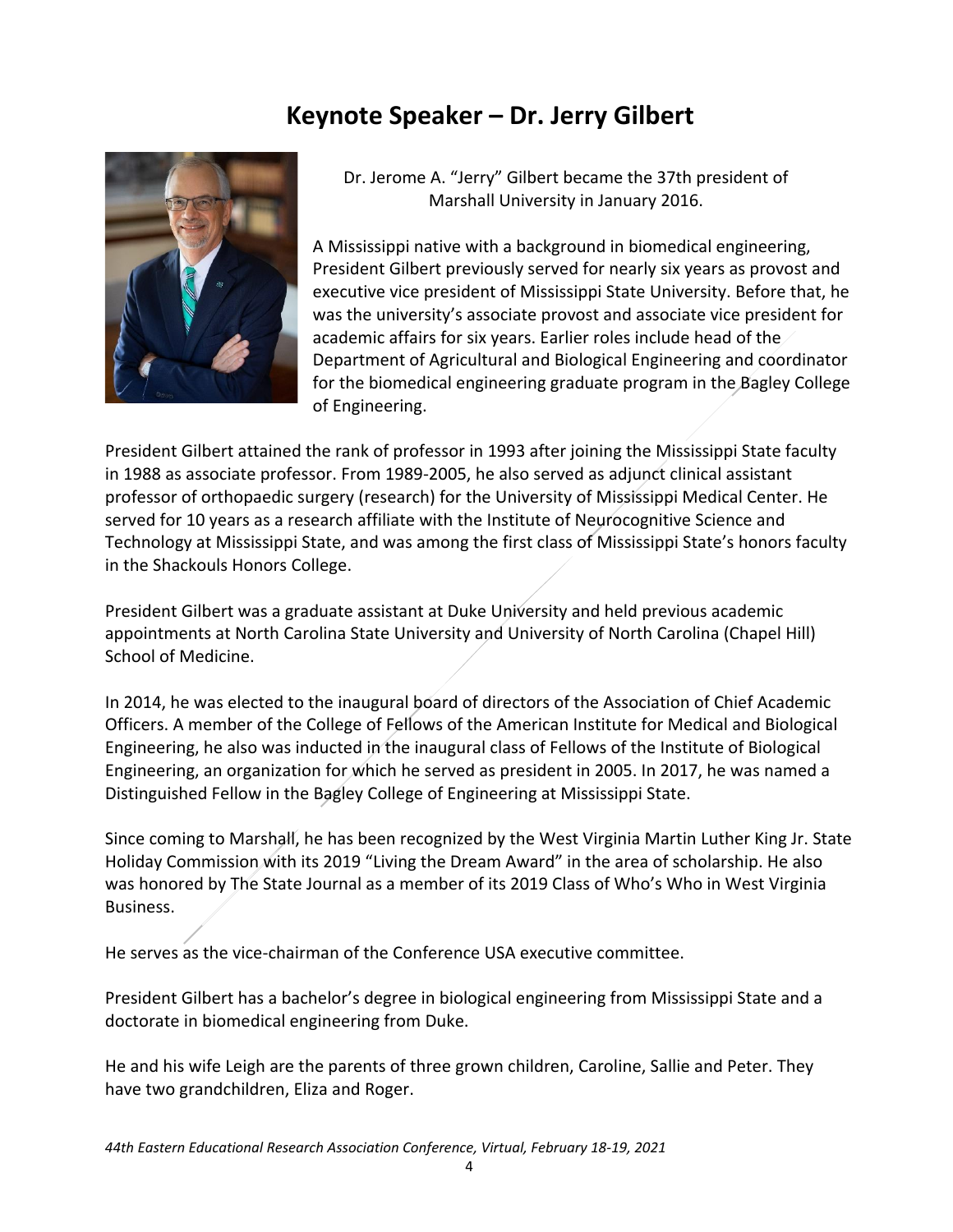# Keynote Speaker – Dr. Jerry Gilbert

Dr. Jerome A. "Jerry" Gilbert became the 37th president of Marshall University in January 2016.

A Mississippi native with a background in biomedical engineering, President Gilbert previously served for nearly six years as provost and executive vice president of Mississippi State University. Before that, he was the university's associate provost and associate vice president for academic affairs for six years. Earlier roles include head of the Department of Agricultural and Biological Engineering and coordinator for the biomedical engineering graduate program in the Bagley College of Engineering.

President Gilbert attained the rank of professor in 1993 after joining the Mississippi State faculty in 1988 as associate professor. From 1989-2005, he also served as adjunct clinical assistant professor of orthopaedic surgery (research) for the University of Mississippi Medical Center. He served for 10 years as a research affiliate with the Institute of Neurocognitive Science and Technology at Mississippi State, and was among the first class of Mississippi State's honors faculty in the Shackouls Honors College.

President Gilbert was a graduate assistant at Duke University and held previous academic appointments at North Carolina State University and University of North Carolina (Chapel Hill) School of Medicine.

In 2014, he was elected to the inaugural board of directors of the Association of Chief Academic Officers. A member of the College of Fellows of the American Institute for Medical and Biological Engineering, he also was inducted in the inaugural class of Fellows of the Institute of Biological Engineering, an organization for which he served as president in 2005. In 2017, he was named a Distinguished Fellow in the Bagley College of Engineering at Mississippi State.

Since coming to Marshall, he has been recognized by the West Virginia Martin Luther King Jr. State Holiday Commission with its 2019 "Living the Dream Award" in the area of scholarship. He also was honored by The State Journal as a member of its 2019 Class of Who's Who in West Virginia Business.

He serves as the vice-chairman of the Conference USA executive committee.

President Gilbert has a bachelor's degree in biological engineering from Mississippi State and a doctorate in biomedical engineering from Duke.

He and his wife Leigh are the parents of three grown children, Caroline, Sallie and Peter. They have two grandchildren, Eliza and Roger.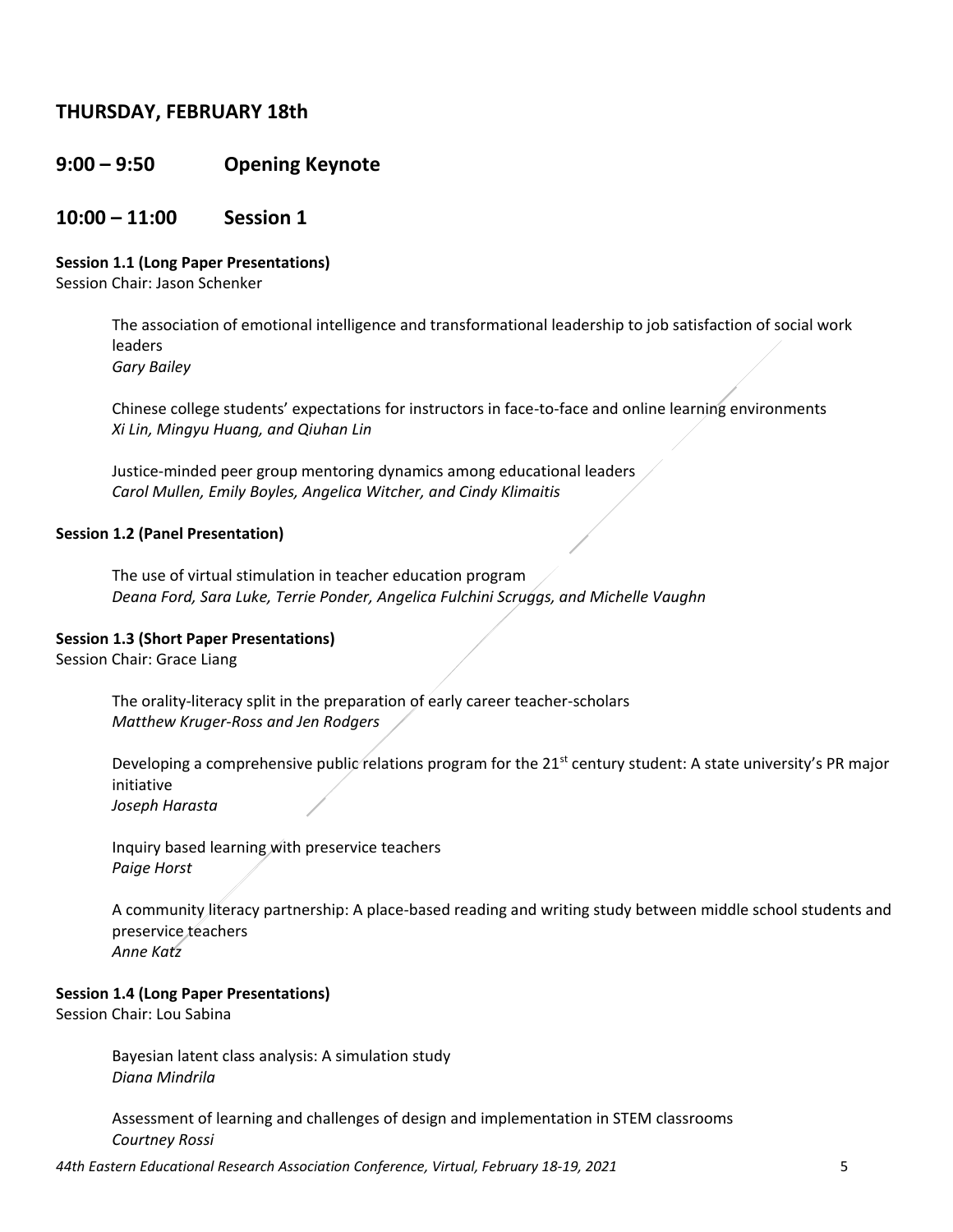## THURSDAY, FEBRUARY 18th

## 9:00 – 9:50 Opening Keynote

## 10:00 – 11:00 Session 1

**Session 1.1 (Long Paper Presentations)**
Session Chair: Jason Schenker

The association of emotional intelligence and transformational leadership to job satisfaction of social work leaders
*Gary Bailey*

Chinese college students' expectations for instructors in face-to-face and online learning environments
*Xi Lin, Mingyu Huang, and Qiuhan Lin*

Justice-minded peer group mentoring dynamics among educational leaders
*Carol Mullen, Emily Boyles, Angelica Witcher, and Cindy Klimaitis*

**Session 1.2 (Panel Presentation)**

The use of virtual stimulation in teacher education program
*Deana Ford, Sara Luke, Terrie Ponder, Angelica Fulchini Scruggs, and Michelle Vaughn*

**Session 1.3 (Short Paper Presentations)**
Session Chair: Grace Liang

The orality-literacy split in the preparation of early career teacher-scholars
*Matthew Kruger-Ross and Jen Rodgers*

Developing a comprehensive public relations program for the 21st century student: A state university's PR major initiative
*Joseph Harasta*

Inquiry based learning with preservice teachers
*Paige Horst*

A community literacy partnership: A place-based reading and writing study between middle school students and preservice teachers
*Anne Katz*

**Session 1.4 (Long Paper Presentations)**
Session Chair: Lou Sabina

Bayesian latent class analysis: A simulation study
*Diana Mindrila*

Assessment of learning and challenges of design and implementation in STEM classrooms
*Courtney Rossi*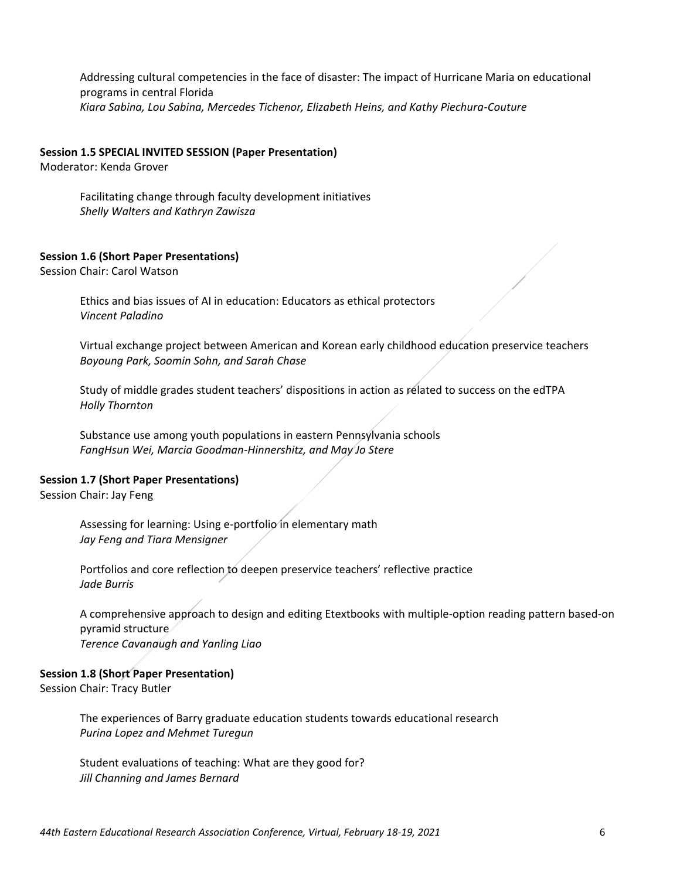Addressing cultural competencies in the face of disaster: The impact of Hurricane Maria on educational programs in central Florida
*Kiara Sabina, Lou Sabina, Mercedes Tichenor, Elizabeth Heins, and Kathy Piechura-Couture*

**Session 1.5 SPECIAL INVITED SESSION (Paper Presentation)**
Moderator: Kenda Grover

Facilitating change through faculty development initiatives
*Shelly Walters and Kathryn Zawisza*

**Session 1.6 (Short Paper Presentations)**
Session Chair: Carol Watson

Ethics and bias issues of AI in education: Educators as ethical protectors
*Vincent Paladino*

Virtual exchange project between American and Korean early childhood education preservice teachers
*Boyoung Park, Soomin Sohn, and Sarah Chase*

Study of middle grades student teachers' dispositions in action as related to success on the edTPA
*Holly Thornton*

Substance use among youth populations in eastern Pennsylvania schools
*FangHsun Wei, Marcia Goodman-Hinnershitz, and May Jo Stere*

**Session 1.7 (Short Paper Presentations)**
Session Chair: Jay Feng

Assessing for learning: Using e-portfolio in elementary math
*Jay Feng and Tiara Mensigner*

Portfolios and core reflection to deepen preservice teachers' reflective practice
*Jade Burris*

A comprehensive approach to design and editing Etextbooks with multiple-option reading pattern based-on pyramid structure
*Terence Cavanaugh and Yanling Liao*

**Session 1.8 (Short Paper Presentation)**
Session Chair: Tracy Butler

The experiences of Barry graduate education students towards educational research
*Purina Lopez and Mehmet Turegun*

Student evaluations of teaching: What are they good for?
*Jill Channing and James Bernard*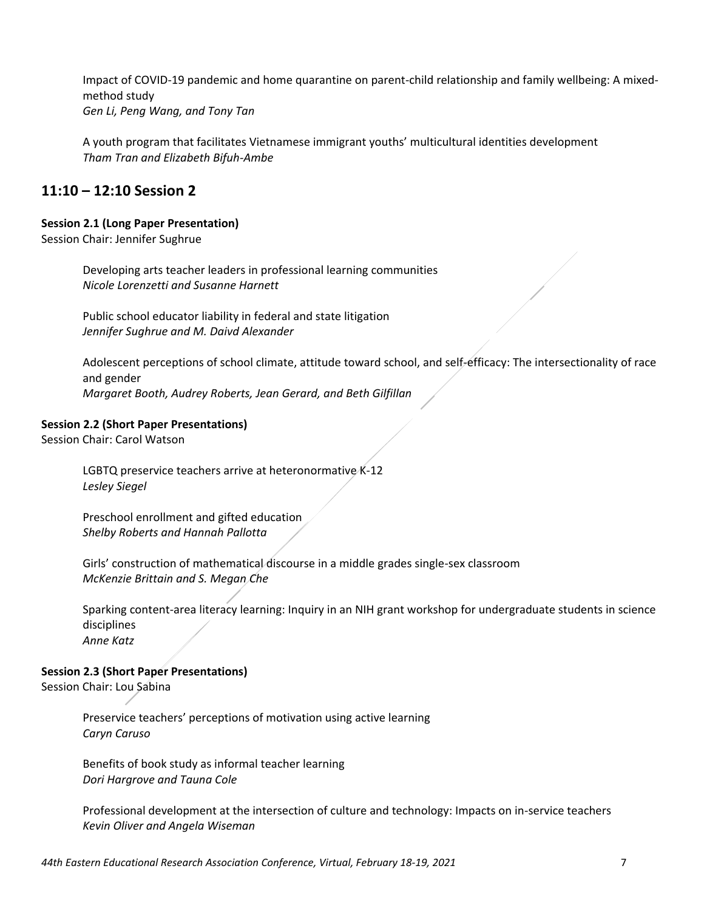Impact of COVID-19 pandemic and home quarantine on parent-child relationship and family wellbeing: A mixed-method study
*Gen Li, Peng Wang, and Tony Tan*

A youth program that facilitates Vietnamese immigrant youths' multicultural identities development
*Tham Tran and Elizabeth Bifuh-Ambe*

## 11:10 – 12:10 Session 2

**Session 2.1 (Long Paper Presentation)**
Session Chair: Jennifer Sughrue

Developing arts teacher leaders in professional learning communities
*Nicole Lorenzetti and Susanne Harnett*

Public school educator liability in federal and state litigation
*Jennifer Sughrue and M. Daivd Alexander*

Adolescent perceptions of school climate, attitude toward school, and self-efficacy: The intersectionality of race and gender
*Margaret Booth, Audrey Roberts, Jean Gerard, and Beth Gilfillan*

**Session 2.2 (Short Paper Presentations)**
Session Chair: Carol Watson

LGBTQ preservice teachers arrive at heteronormative K-12
*Lesley Siegel*

Preschool enrollment and gifted education
*Shelby Roberts and Hannah Pallotta*

Girls' construction of mathematical discourse in a middle grades single-sex classroom
*McKenzie Brittain and S. Megan Che*

Sparking content-area literacy learning: Inquiry in an NIH grant workshop for undergraduate students in science disciplines
*Anne Katz*

**Session 2.3 (Short Paper Presentations)**
Session Chair: Lou Sabina

Preservice teachers' perceptions of motivation using active learning
*Caryn Caruso*

Benefits of book study as informal teacher learning
*Dori Hargrove and Tauna Cole*

Professional development at the intersection of culture and technology: Impacts on in-service teachers
*Kevin Oliver and Angela Wiseman*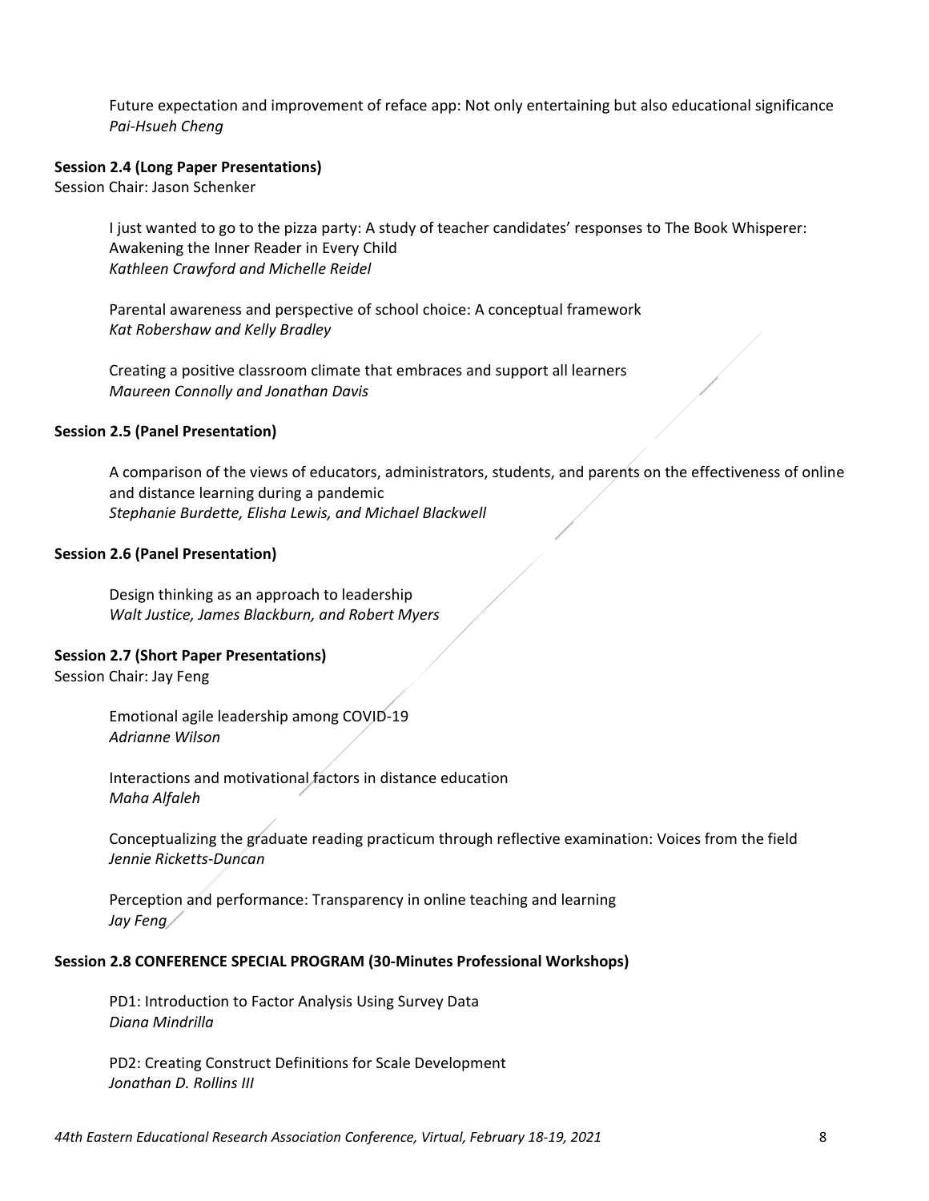Future expectation and improvement of reface app: Not only entertaining but also educational significance
*Pai-Hsueh Cheng*

**Session 2.4 (Long Paper Presentations)**
Session Chair: Jason Schenker

I just wanted to go to the pizza party: A study of teacher candidates' responses to The Book Whisperer: Awakening the Inner Reader in Every Child
*Kathleen Crawford and Michelle Reidel*

Parental awareness and perspective of school choice: A conceptual framework
*Kat Robershaw and Kelly Bradley*

Creating a positive classroom climate that embraces and support all learners
*Maureen Connolly and Jonathan Davis*

**Session 2.5 (Panel Presentation)**

A comparison of the views of educators, administrators, students, and parents on the effectiveness of online and distance learning during a pandemic
*Stephanie Burdette, Elisha Lewis, and Michael Blackwell*

**Session 2.6 (Panel Presentation)**

Design thinking as an approach to leadership
*Walt Justice, James Blackburn, and Robert Myers*

**Session 2.7 (Short Paper Presentations)**
Session Chair: Jay Feng

Emotional agile leadership among COVID-19
*Adrianne Wilson*

Interactions and motivational factors in distance education
*Maha Alfaleh*

Conceptualizing the graduate reading practicum through reflective examination: Voices from the field
*Jennie Ricketts-Duncan*

Perception and performance: Transparency in online teaching and learning
*Jay Feng*

**Session 2.8 CONFERENCE SPECIAL PROGRAM (30-Minutes Professional Workshops)**

PD1: Introduction to Factor Analysis Using Survey Data
*Diana Mindrilla*

PD2: Creating Construct Definitions for Scale Development
*Jonathan D. Rollins III*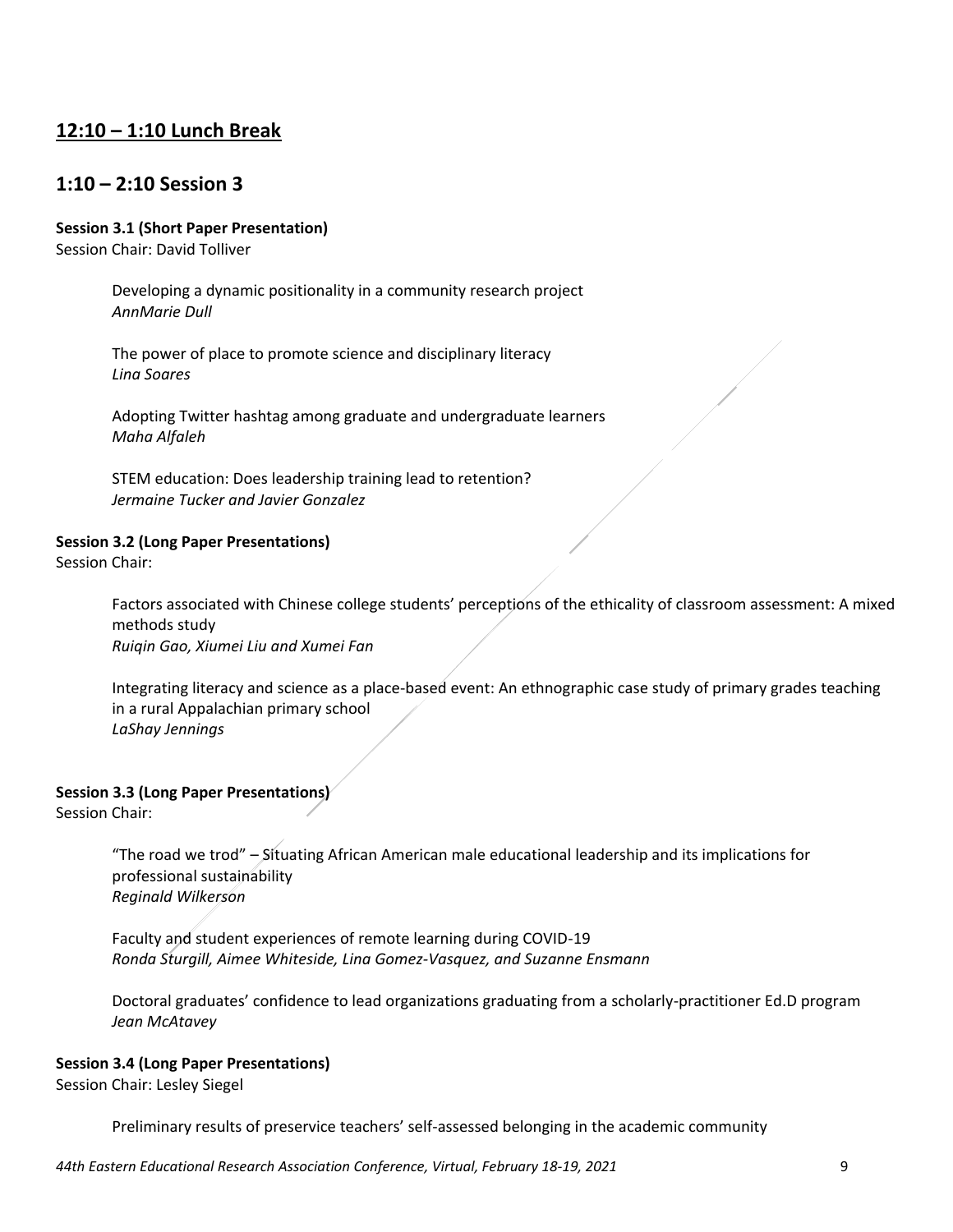## 12:10 – 1:10 Lunch Break

## 1:10 – 2:10 Session 3

**Session 3.1 (Short Paper Presentation)**
Session Chair: David Tolliver

Developing a dynamic positionality in a community research project
*AnnMarie Dull*

The power of place to promote science and disciplinary literacy
*Lina Soares*

Adopting Twitter hashtag among graduate and undergraduate learners
*Maha Alfaleh*

STEM education: Does leadership training lead to retention?
*Jermaine Tucker and Javier Gonzalez*

**Session 3.2 (Long Paper Presentations)**
Session Chair:

Factors associated with Chinese college students' perceptions of the ethicality of classroom assessment: A mixed methods study
*Ruiqin Gao, Xiumei Liu and Xumei Fan*

Integrating literacy and science as a place-based event: An ethnographic case study of primary grades teaching in a rural Appalachian primary school
*LaShay Jennings*

**Session 3.3 (Long Paper Presentations)**
Session Chair:

"The road we trod" – Situating African American male educational leadership and its implications for professional sustainability
*Reginald Wilkerson*

Faculty and student experiences of remote learning during COVID-19
*Ronda Sturgill, Aimee Whiteside, Lina Gomez-Vasquez, and Suzanne Ensmann*

Doctoral graduates' confidence to lead organizations graduating from a scholarly-practitioner Ed.D program
*Jean McAtavey*

**Session 3.4 (Long Paper Presentations)**
Session Chair: Lesley Siegel

Preliminary results of preservice teachers' self-assessed belonging in the academic community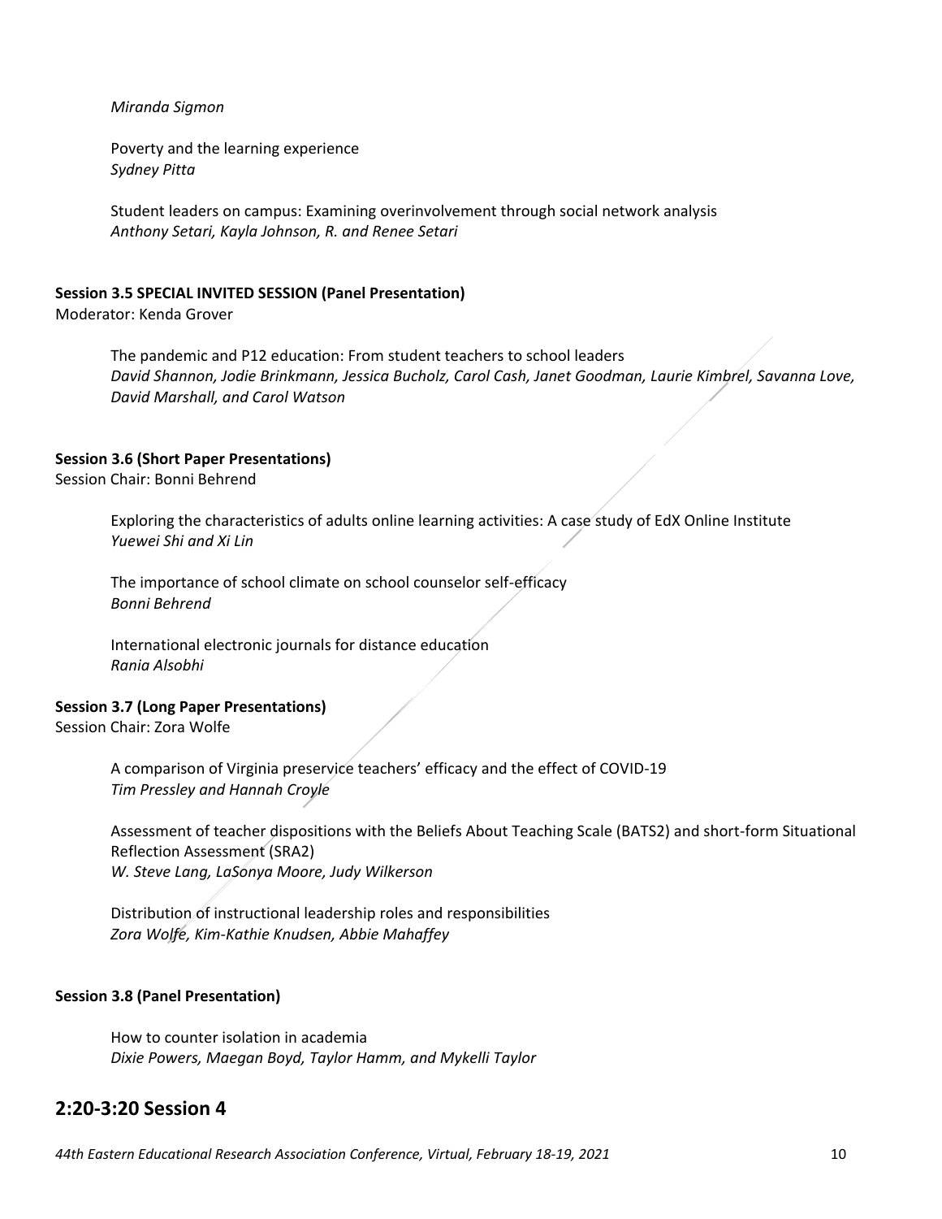*Miranda Sigmon*

Poverty and the learning experience
*Sydney Pitta*

Student leaders on campus: Examining overinvolvement through social network analysis
*Anthony Setari, Kayla Johnson, R. and Renee Setari*

**Session 3.5 SPECIAL INVITED SESSION (Panel Presentation)**
Moderator: Kenda Grover

The pandemic and P12 education: From student teachers to school leaders
*David Shannon, Jodie Brinkmann, Jessica Bucholz, Carol Cash, Janet Goodman, Laurie Kimbrel, Savanna Love, David Marshall, and Carol Watson*

**Session 3.6 (Short Paper Presentations)**
Session Chair: Bonni Behrend

Exploring the characteristics of adults online learning activities: A case study of EdX Online Institute
*Yuewei Shi and Xi Lin*

The importance of school climate on school counselor self-efficacy
*Bonni Behrend*

International electronic journals for distance education
*Rania Alsobhi*

**Session 3.7 (Long Paper Presentations)**
Session Chair: Zora Wolfe

A comparison of Virginia preservice teachers' efficacy and the effect of COVID-19
*Tim Pressley and Hannah Croyle*

Assessment of teacher dispositions with the Beliefs About Teaching Scale (BATS2) and short-form Situational Reflection Assessment (SRA2)
*W. Steve Lang, LaSonya Moore, Judy Wilkerson*

Distribution of instructional leadership roles and responsibilities
*Zora Wolfe, Kim-Kathie Knudsen, Abbie Mahaffey*

**Session 3.8 (Panel Presentation)**

How to counter isolation in academia
*Dixie Powers, Maegan Boyd, Taylor Hamm, and Mykelli Taylor*

## 2:20-3:20 Session 4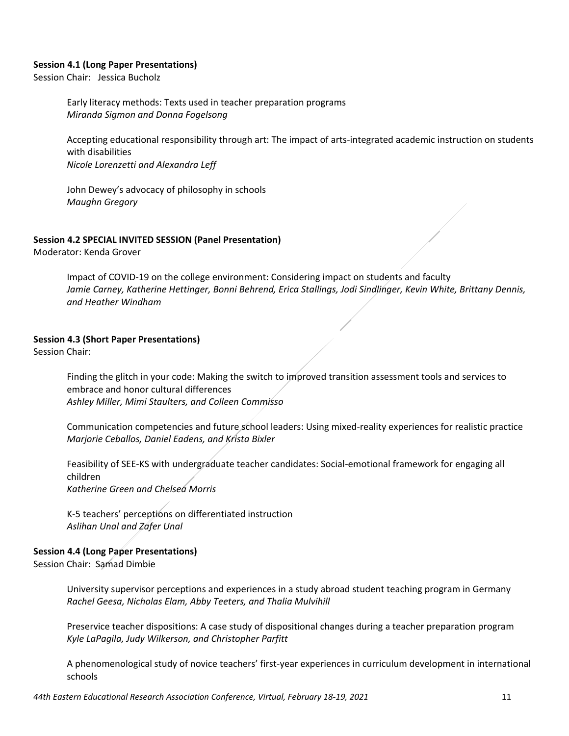**Session 4.1 (Long Paper Presentations)**
Session Chair: Jessica Bucholz

Early literacy methods: Texts used in teacher preparation programs
*Miranda Sigmon and Donna Fogelsong*

Accepting educational responsibility through art: The impact of arts-integrated academic instruction on students with disabilities
*Nicole Lorenzetti and Alexandra Leff*

John Dewey's advocacy of philosophy in schools
*Maughn Gregory*

**Session 4.2 SPECIAL INVITED SESSION (Panel Presentation)**
Moderator: Kenda Grover

Impact of COVID-19 on the college environment: Considering impact on students and faculty
*Jamie Carney, Katherine Hettinger, Bonni Behrend, Erica Stallings, Jodi Sindlinger, Kevin White, Brittany Dennis, and Heather Windham*

**Session 4.3 (Short Paper Presentations)**
Session Chair:

Finding the glitch in your code: Making the switch to improved transition assessment tools and services to embrace and honor cultural differences
*Ashley Miller, Mimi Staulters, and Colleen Commisso*

Communication competencies and future school leaders: Using mixed-reality experiences for realistic practice
*Marjorie Ceballos, Daniel Eadens, and Krista Bixler*

Feasibility of SEE-KS with undergraduate teacher candidates: Social-emotional framework for engaging all children
*Katherine Green and Chelsea Morris*

K-5 teachers' perceptions on differentiated instruction
*Aslihan Unal and Zafer Unal*

**Session 4.4 (Long Paper Presentations)**
Session Chair: Samad Dimbie

University supervisor perceptions and experiences in a study abroad student teaching program in Germany
*Rachel Geesa, Nicholas Elam, Abby Teeters, and Thalia Mulvihill*

Preservice teacher dispositions: A case study of dispositional changes during a teacher preparation program
*Kyle LaPagila, Judy Wilkerson, and Christopher Parfitt*

A phenomenological study of novice teachers' first-year experiences in curriculum development in international schools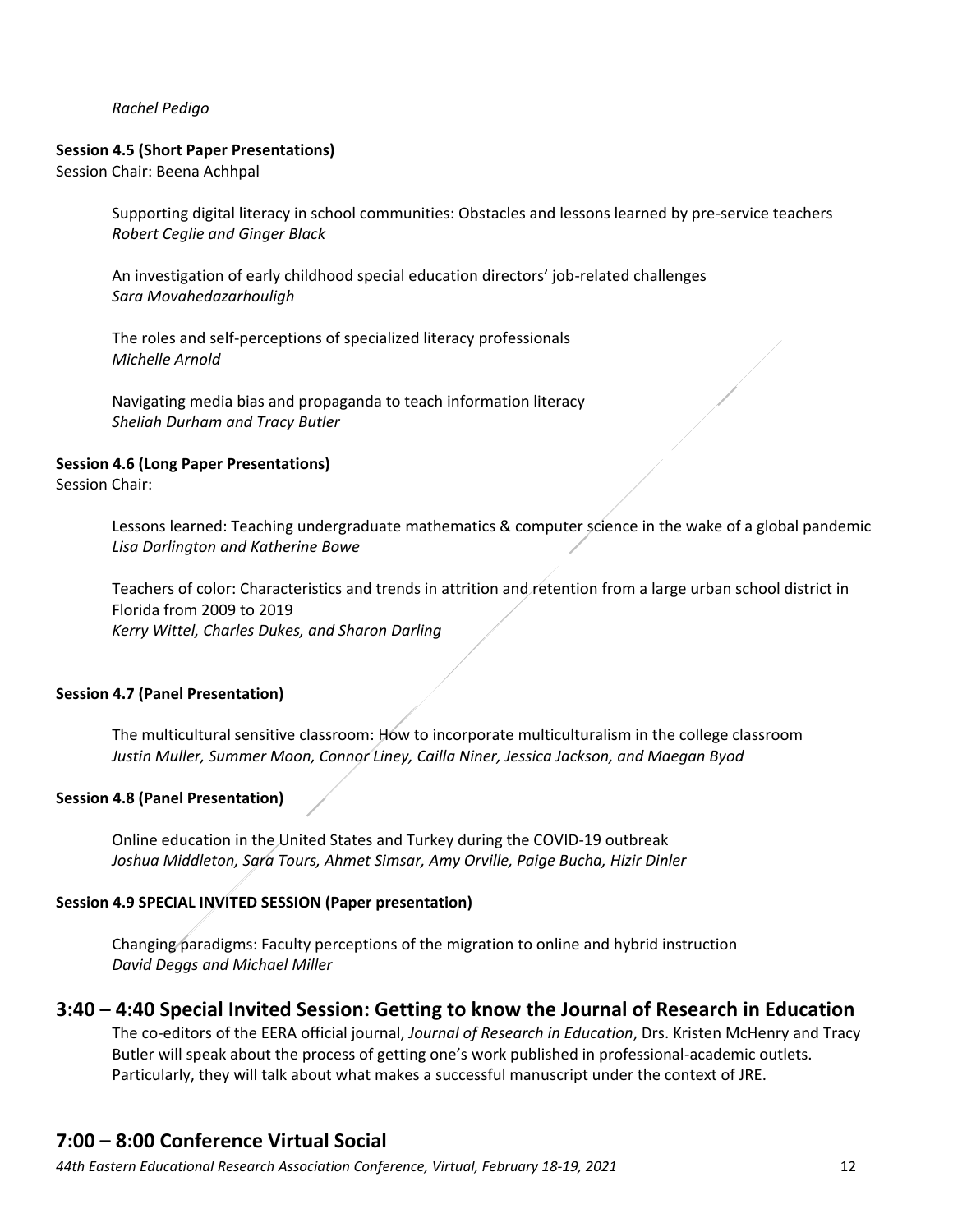*Rachel Pedigo*

**Session 4.5 (Short Paper Presentations)**
Session Chair: Beena Achhpal

Supporting digital literacy in school communities: Obstacles and lessons learned by pre-service teachers
*Robert Ceglie and Ginger Black*

An investigation of early childhood special education directors' job-related challenges
*Sara Movahedazarhouligh*

The roles and self-perceptions of specialized literacy professionals
*Michelle Arnold*

Navigating media bias and propaganda to teach information literacy
*Sheliah Durham and Tracy Butler*

**Session 4.6 (Long Paper Presentations)**
Session Chair:

Lessons learned: Teaching undergraduate mathematics & computer science in the wake of a global pandemic
*Lisa Darlington and Katherine Bowe*

Teachers of color: Characteristics and trends in attrition and retention from a large urban school district in Florida from 2009 to 2019
*Kerry Wittel, Charles Dukes, and Sharon Darling*

**Session 4.7 (Panel Presentation)**

The multicultural sensitive classroom: How to incorporate multiculturalism in the college classroom
*Justin Muller, Summer Moon, Connor Liney, Cailla Niner, Jessica Jackson, and Maegan Byod*

**Session 4.8 (Panel Presentation)**

Online education in the United States and Turkey during the COVID-19 outbreak
*Joshua Middleton, Sara Tours, Ahmet Simsar, Amy Orville, Paige Bucha, Hizir Dinler*

**Session 4.9 SPECIAL INVITED SESSION (Paper presentation)**

Changing paradigms: Faculty perceptions of the migration to online and hybrid instruction
*David Deggs and Michael Miller*

## 3:40 – 4:40 Special Invited Session: Getting to know the Journal of Research in Education

The co-editors of the EERA official journal, *Journal of Research in Education*, Drs. Kristen McHenry and Tracy Butler will speak about the process of getting one's work published in professional-academic outlets. Particularly, they will talk about what makes a successful manuscript under the context of JRE.

## 7:00 – 8:00 Conference Virtual Social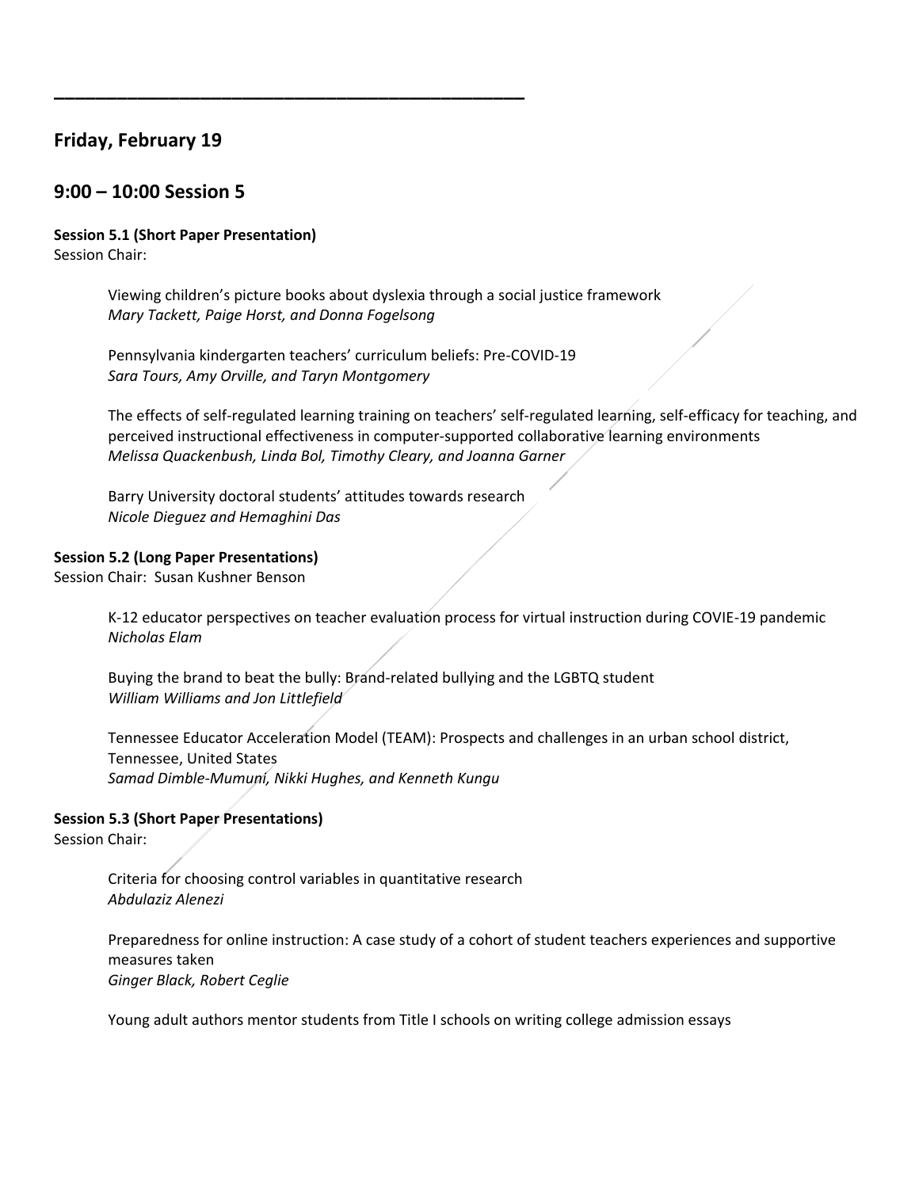## Friday, February 19

## 9:00 – 10:00 Session 5

**Session 5.1 (Short Paper Presentation)**
Session Chair:

Viewing children's picture books about dyslexia through a social justice framework
*Mary Tackett, Paige Horst, and Donna Fogelsong*

Pennsylvania kindergarten teachers' curriculum beliefs: Pre-COVID-19
*Sara Tours, Amy Orville, and Taryn Montgomery*

The effects of self-regulated learning training on teachers' self-regulated learning, self-efficacy for teaching, and perceived instructional effectiveness in computer-supported collaborative learning environments
*Melissa Quackenbush, Linda Bol, Timothy Cleary, and Joanna Garner*

Barry University doctoral students' attitudes towards research
*Nicole Dieguez and Hemaghini Das*

**Session 5.2 (Long Paper Presentations)**
Session Chair: Susan Kushner Benson

K-12 educator perspectives on teacher evaluation process for virtual instruction during COVIE-19 pandemic
*Nicholas Elam*

Buying the brand to beat the bully: Brand-related bullying and the LGBTQ student
*William Williams and Jon Littlefield*

Tennessee Educator Acceleration Model (TEAM): Prospects and challenges in an urban school district, Tennessee, United States
*Samad Dimble-Mumuni, Nikki Hughes, and Kenneth Kungu*

**Session 5.3 (Short Paper Presentations)**
Session Chair:

Criteria for choosing control variables in quantitative research
*Abdulaziz Alenezi*

Preparedness for online instruction: A case study of a cohort of student teachers experiences and supportive measures taken
*Ginger Black, Robert Ceglie*

Young adult authors mentor students from Title I schools on writing college admission essays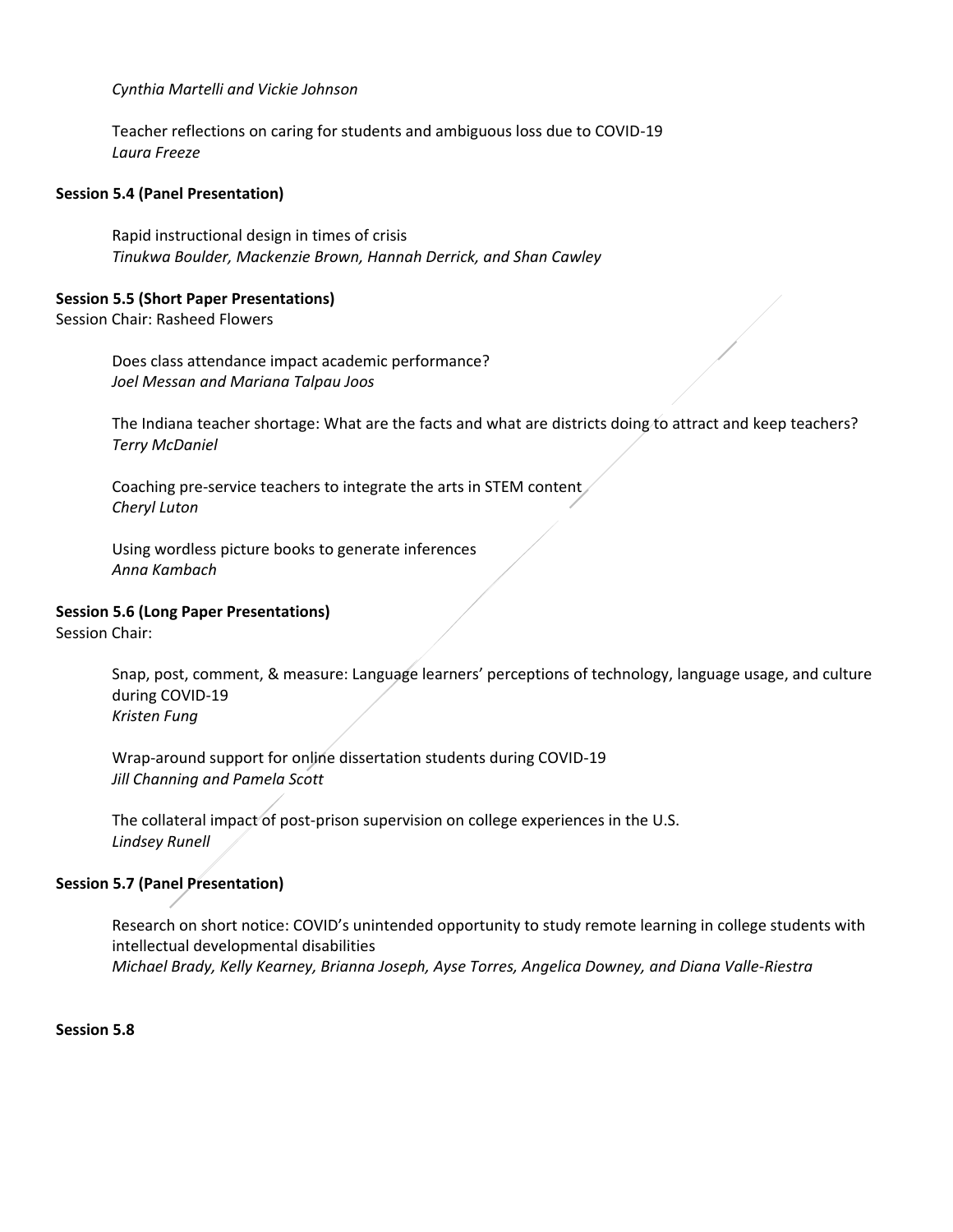*Cynthia Martelli and Vickie Johnson*

Teacher reflections on caring for students and ambiguous loss due to COVID-19
*Laura Freeze*

**Session 5.4 (Panel Presentation)**

Rapid instructional design in times of crisis
*Tinukwa Boulder, Mackenzie Brown, Hannah Derrick, and Shan Cawley*

**Session 5.5 (Short Paper Presentations)**
Session Chair: Rasheed Flowers

Does class attendance impact academic performance?
*Joel Messan and Mariana Talpau Joos*

The Indiana teacher shortage: What are the facts and what are districts doing to attract and keep teachers?
*Terry McDaniel*

Coaching pre-service teachers to integrate the arts in STEM content
*Cheryl Luton*

Using wordless picture books to generate inferences
*Anna Kambach*

**Session 5.6 (Long Paper Presentations)**
Session Chair:

Snap, post, comment, & measure: Language learners' perceptions of technology, language usage, and culture during COVID-19
*Kristen Fung*

Wrap-around support for online dissertation students during COVID-19
*Jill Channing and Pamela Scott*

The collateral impact of post-prison supervision on college experiences in the U.S.
*Lindsey Runell*

**Session 5.7 (Panel Presentation)**

Research on short notice: COVID's unintended opportunity to study remote learning in college students with intellectual developmental disabilities
*Michael Brady, Kelly Kearney, Brianna Joseph, Ayse Torres, Angelica Downey, and Diana Valle-Riestra*

**Session 5.8**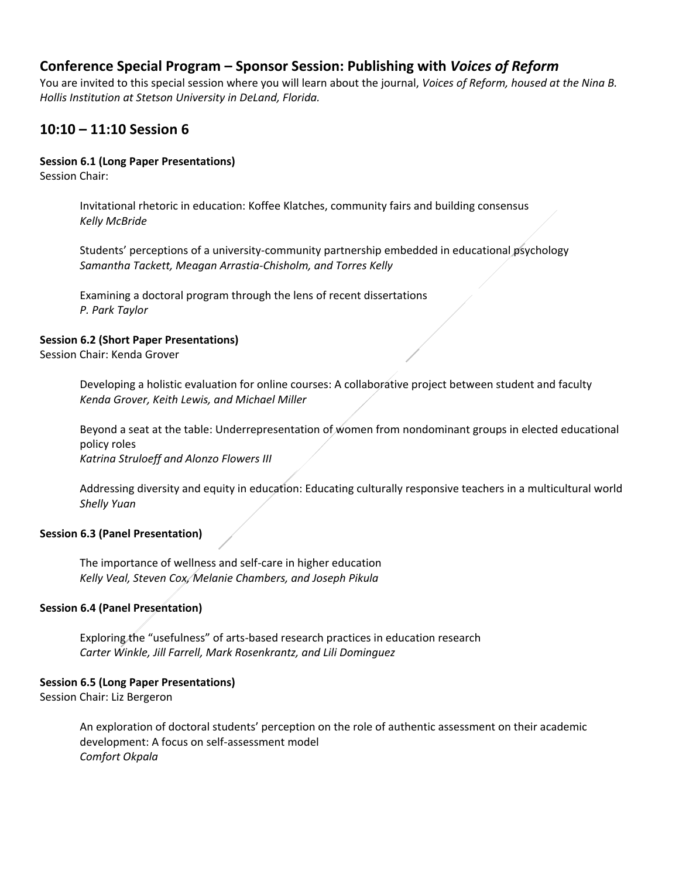## Conference Special Program – Sponsor Session: Publishing with *Voices of Reform*

You are invited to this special session where you will learn about the journal, *Voices of Reform, housed at the Nina B. Hollis Institution at Stetson University in DeLand, Florida.*

## 10:10 – 11:10 Session 6

**Session 6.1 (Long Paper Presentations)**

Session Chair:

Invitational rhetoric in education: Koffee Klatches, community fairs and building consensus
*Kelly McBride*

Students' perceptions of a university-community partnership embedded in educational psychology
*Samantha Tackett, Meagan Arrastia-Chisholm, and Torres Kelly*

Examining a doctoral program through the lens of recent dissertations
*P. Park Taylor*

**Session 6.2 (Short Paper Presentations)**

Session Chair: Kenda Grover

Developing a holistic evaluation for online courses: A collaborative project between student and faculty
*Kenda Grover, Keith Lewis, and Michael Miller*

Beyond a seat at the table: Underrepresentation of women from nondominant groups in elected educational policy roles
*Katrina Struloeff and Alonzo Flowers III*

Addressing diversity and equity in education: Educating culturally responsive teachers in a multicultural world
*Shelly Yuan*

**Session 6.3 (Panel Presentation)**

The importance of wellness and self-care in higher education
*Kelly Veal, Steven Cox, Melanie Chambers, and Joseph Pikula*

**Session 6.4 (Panel Presentation)**

Exploring the "usefulness" of arts-based research practices in education research
*Carter Winkle, Jill Farrell, Mark Rosenkrantz, and Lili Dominguez*

**Session 6.5 (Long Paper Presentations)**

Session Chair: Liz Bergeron

An exploration of doctoral students' perception on the role of authentic assessment on their academic development: A focus on self-assessment model
*Comfort Okpala*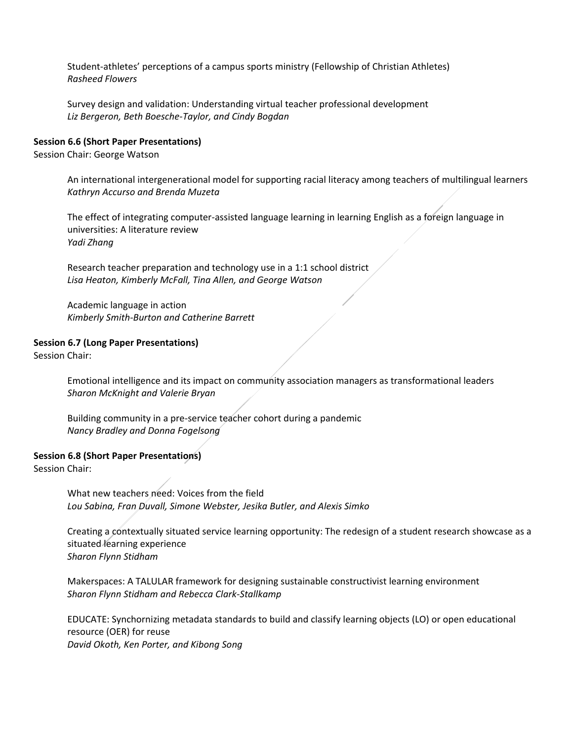Student-athletes' perceptions of a campus sports ministry (Fellowship of Christian Athletes)
*Rasheed Flowers*

Survey design and validation: Understanding virtual teacher professional development
*Liz Bergeron, Beth Boesche-Taylor, and Cindy Bogdan*

**Session 6.6 (Short Paper Presentations)**
Session Chair: George Watson

An international intergenerational model for supporting racial literacy among teachers of multilingual learners
*Kathryn Accurso and Brenda Muzeta*

The effect of integrating computer-assisted language learning in learning English as a foreign language in universities: A literature review
*Yadi Zhang*

Research teacher preparation and technology use in a 1:1 school district
*Lisa Heaton, Kimberly McFall, Tina Allen, and George Watson*

Academic language in action
*Kimberly Smith-Burton and Catherine Barrett*

**Session 6.7 (Long Paper Presentations)**
Session Chair:

Emotional intelligence and its impact on community association managers as transformational leaders
*Sharon McKnight and Valerie Bryan*

Building community in a pre-service teacher cohort during a pandemic
*Nancy Bradley and Donna Fogelsong*

**Session 6.8 (Short Paper Presentations)**
Session Chair:

What new teachers need: Voices from the field
*Lou Sabina, Fran Duvall, Simone Webster, Jesika Butler, and Alexis Simko*

Creating a contextually situated service learning opportunity: The redesign of a student research showcase as a situated learning experience
*Sharon Flynn Stidham*

Makerspaces: A TALULAR framework for designing sustainable constructivist learning environment
*Sharon Flynn Stidham and Rebecca Clark-Stallkamp*

EDUCATE: Synchornizing metadata standards to build and classify learning objects (LO) or open educational resource (OER) for reuse
*David Okoth, Ken Porter, and Kibong Song*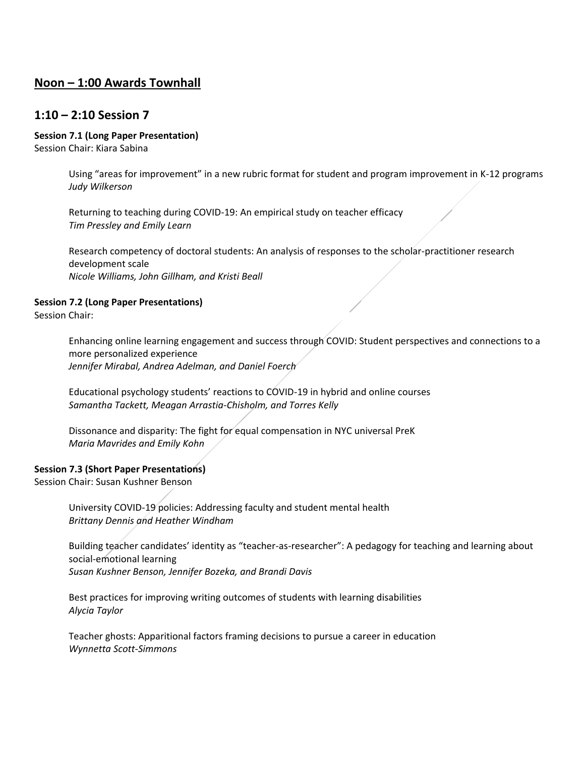## Noon – 1:00 Awards Townhall

## 1:10 – 2:10 Session 7

**Session 7.1 (Long Paper Presentation)**
Session Chair: Kiara Sabina

Using "areas for improvement" in a new rubric format for student and program improvement in K-12 programs
*Judy Wilkerson*

Returning to teaching during COVID-19: An empirical study on teacher efficacy
*Tim Pressley and Emily Learn*

Research competency of doctoral students: An analysis of responses to the scholar-practitioner research development scale
*Nicole Williams, John Gillham, and Kristi Beall*

**Session 7.2 (Long Paper Presentations)**
Session Chair:

Enhancing online learning engagement and success through COVID: Student perspectives and connections to a more personalized experience
*Jennifer Mirabal, Andrea Adelman, and Daniel Foerch*

Educational psychology students' reactions to COVID-19 in hybrid and online courses
*Samantha Tackett, Meagan Arrastia-Chisholm, and Torres Kelly*

Dissonance and disparity: The fight for equal compensation in NYC universal PreK
*Maria Mavrides and Emily Kohn*

**Session 7.3 (Short Paper Presentations)**
Session Chair: Susan Kushner Benson

University COVID-19 policies: Addressing faculty and student mental health
*Brittany Dennis and Heather Windham*

Building teacher candidates' identity as "teacher-as-researcher": A pedagogy for teaching and learning about social-emotional learning
*Susan Kushner Benson, Jennifer Bozeka, and Brandi Davis*

Best practices for improving writing outcomes of students with learning disabilities
*Alycia Taylor*

Teacher ghosts: Apparitional factors framing decisions to pursue a career in education
*Wynnetta Scott-Simmons*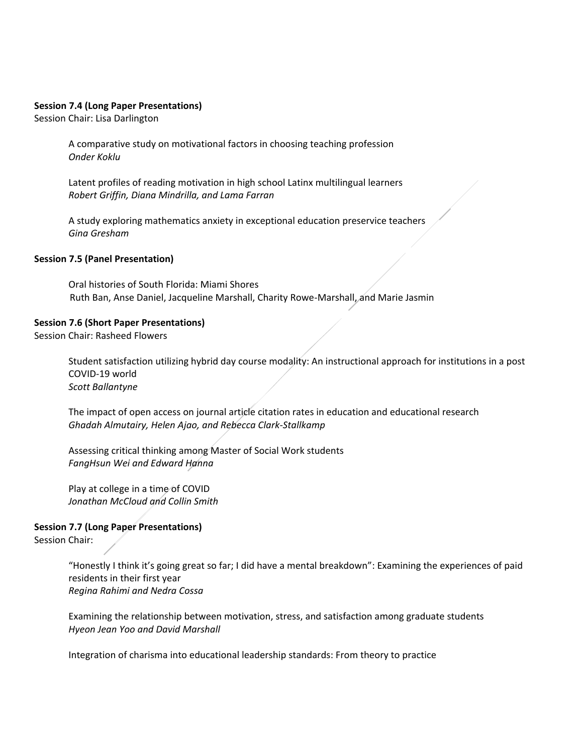**Session 7.4 (Long Paper Presentations)**
Session Chair: Lisa Darlington

A comparative study on motivational factors in choosing teaching profession
*Onder Koklu*

Latent profiles of reading motivation in high school Latinx multilingual learners
*Robert Griffin, Diana Mindrilla, and Lama Farran*

A study exploring mathematics anxiety in exceptional education preservice teachers
*Gina Gresham*

**Session 7.5 (Panel Presentation)**

Oral histories of South Florida: Miami Shores
Ruth Ban, Anse Daniel, Jacqueline Marshall, Charity Rowe-Marshall, and Marie Jasmin

**Session 7.6 (Short Paper Presentations)**
Session Chair: Rasheed Flowers

Student satisfaction utilizing hybrid day course modality: An instructional approach for institutions in a post COVID-19 world
*Scott Ballantyne*

The impact of open access on journal article citation rates in education and educational research
*Ghadah Almutairy, Helen Ajao, and Rebecca Clark-Stallkamp*

Assessing critical thinking among Master of Social Work students
*FangHsun Wei and Edward Hanna*

Play at college in a time of COVID
*Jonathan McCloud and Collin Smith*

**Session 7.7 (Long Paper Presentations)**
Session Chair:

"Honestly I think it's going great so far; I did have a mental breakdown": Examining the experiences of paid residents in their first year
*Regina Rahimi and Nedra Cossa*

Examining the relationship between motivation, stress, and satisfaction among graduate students
*Hyeon Jean Yoo and David Marshall*

Integration of charisma into educational leadership standards: From theory to practice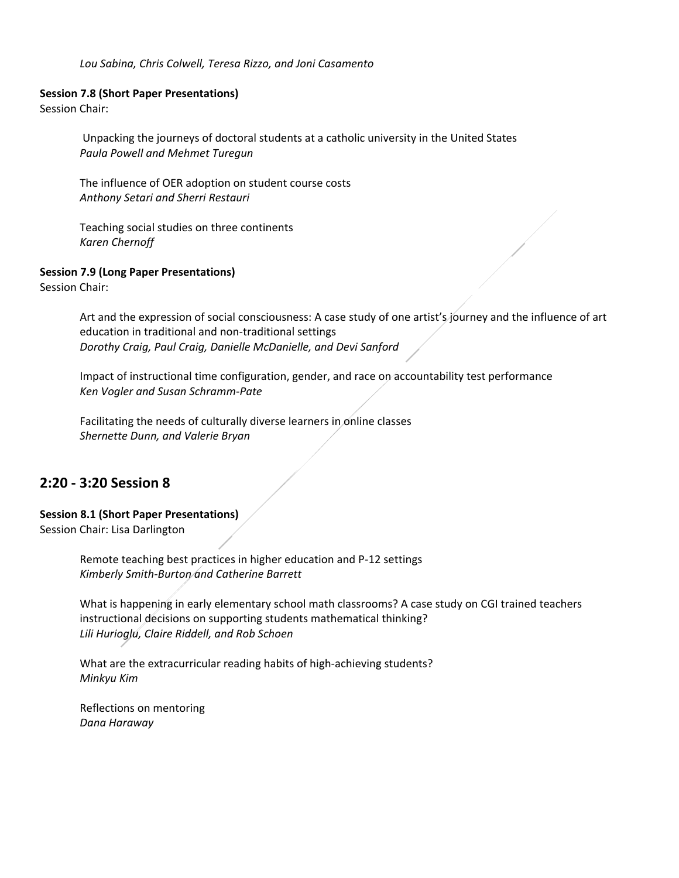*Lou Sabina, Chris Colwell, Teresa Rizzo, and Joni Casamento*

**Session 7.8 (Short Paper Presentations)**
Session Chair:

Unpacking the journeys of doctoral students at a catholic university in the United States
*Paula Powell and Mehmet Turegun*

The influence of OER adoption on student course costs
*Anthony Setari and Sherri Restauri*

Teaching social studies on three continents
*Karen Chernoff*

**Session 7.9 (Long Paper Presentations)**
Session Chair:

Art and the expression of social consciousness: A case study of one artist's journey and the influence of art education in traditional and non-traditional settings
*Dorothy Craig, Paul Craig, Danielle McDanielle, and Devi Sanford*

Impact of instructional time configuration, gender, and race on accountability test performance
*Ken Vogler and Susan Schramm-Pate*

Facilitating the needs of culturally diverse learners in online classes
*Shernette Dunn, and Valerie Bryan*

## 2:20 - 3:20 Session 8

**Session 8.1 (Short Paper Presentations)**
Session Chair: Lisa Darlington

Remote teaching best practices in higher education and P-12 settings
*Kimberly Smith-Burton and Catherine Barrett*

What is happening in early elementary school math classrooms? A case study on CGI trained teachers instructional decisions on supporting students mathematical thinking?
*Lili Hurioglu, Claire Riddell, and Rob Schoen*

What are the extracurricular reading habits of high-achieving students?
*Minkyu Kim*

Reflections on mentoring
*Dana Haraway*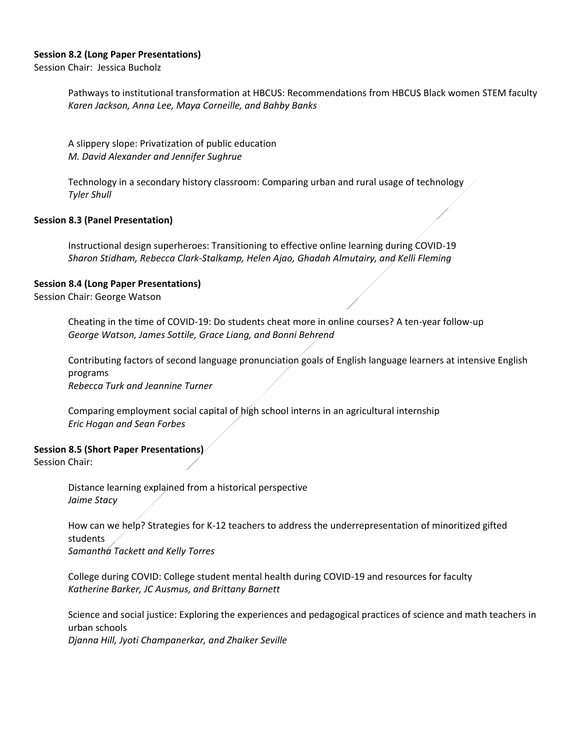**Session 8.2 (Long Paper Presentations)**
Session Chair: Jessica Bucholz

Pathways to institutional transformation at HBCUS: Recommendations from HBCUS Black women STEM faculty
*Karen Jackson, Anna Lee, Maya Corneille, and Bahby Banks*

A slippery slope: Privatization of public education
*M. David Alexander and Jennifer Sughrue*

Technology in a secondary history classroom: Comparing urban and rural usage of technology
*Tyler Shull*

**Session 8.3 (Panel Presentation)**

Instructional design superheroes: Transitioning to effective online learning during COVID-19
*Sharon Stidham, Rebecca Clark-Stalkamp, Helen Ajao, Ghadah Almutairy, and Kelli Fleming*

**Session 8.4 (Long Paper Presentations)**
Session Chair: George Watson

Cheating in the time of COVID-19: Do students cheat more in online courses? A ten-year follow-up
*George Watson, James Sottile, Grace Liang, and Bonni Behrend*

Contributing factors of second language pronunciation goals of English language learners at intensive English programs
*Rebecca Turk and Jeannine Turner*

Comparing employment social capital of high school interns in an agricultural internship
*Eric Hogan and Sean Forbes*

**Session 8.5 (Short Paper Presentations)**
Session Chair:

Distance learning explained from a historical perspective
*Jaime Stacy*

How can we help? Strategies for K-12 teachers to address the underrepresentation of minoritized gifted students
*Samantha Tackett and Kelly Torres*

College during COVID: College student mental health during COVID-19 and resources for faculty
*Katherine Barker, JC Ausmus, and Brittany Barnett*

Science and social justice: Exploring the experiences and pedagogical practices of science and math teachers in urban schools
*Djanna Hill, Jyoti Champanerkar, and Zhaiker Seville*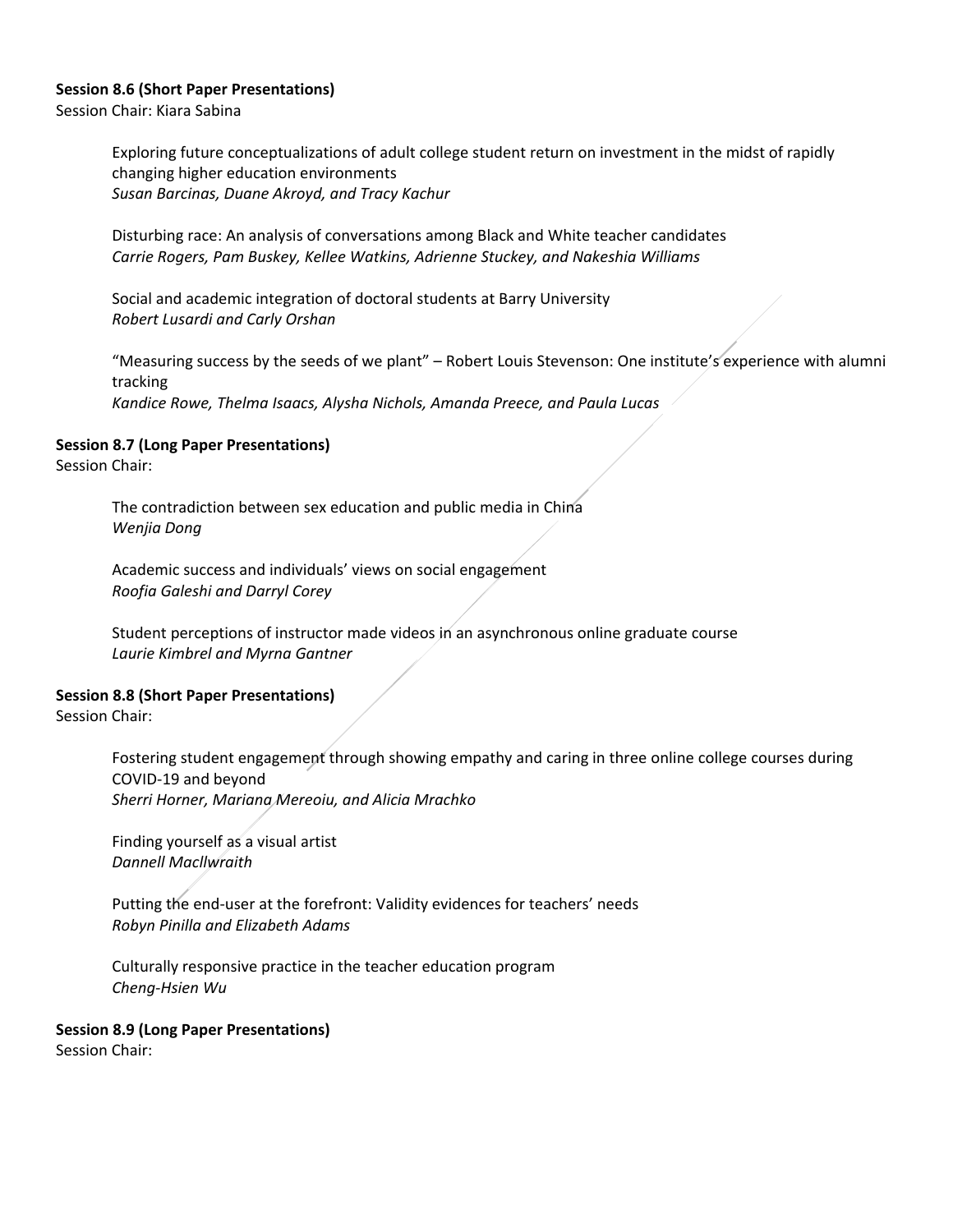**Session 8.6 (Short Paper Presentations)**
Session Chair: Kiara Sabina

Exploring future conceptualizations of adult college student return on investment in the midst of rapidly changing higher education environments
*Susan Barcinas, Duane Akroyd, and Tracy Kachur*

Disturbing race: An analysis of conversations among Black and White teacher candidates
*Carrie Rogers, Pam Buskey, Kellee Watkins, Adrienne Stuckey, and Nakeshia Williams*

Social and academic integration of doctoral students at Barry University
*Robert Lusardi and Carly Orshan*

"Measuring success by the seeds of we plant" – Robert Louis Stevenson: One institute's experience with alumni tracking
*Kandice Rowe, Thelma Isaacs, Alysha Nichols, Amanda Preece, and Paula Lucas*

**Session 8.7 (Long Paper Presentations)**
Session Chair:

The contradiction between sex education and public media in China
*Wenjia Dong*

Academic success and individuals' views on social engagement
*Roofia Galeshi and Darryl Corey*

Student perceptions of instructor made videos in an asynchronous online graduate course
*Laurie Kimbrel and Myrna Gantner*

**Session 8.8 (Short Paper Presentations)**
Session Chair:

Fostering student engagement through showing empathy and caring in three online college courses during COVID-19 and beyond
*Sherri Horner, Mariana Mereoiu, and Alicia Mrachko*

Finding yourself as a visual artist
*Dannell MacIlwraith*

Putting the end-user at the forefront: Validity evidences for teachers' needs
*Robyn Pinilla and Elizabeth Adams*

Culturally responsive practice in the teacher education program
*Cheng-Hsien Wu*

**Session 8.9 (Long Paper Presentations)**
Session Chair: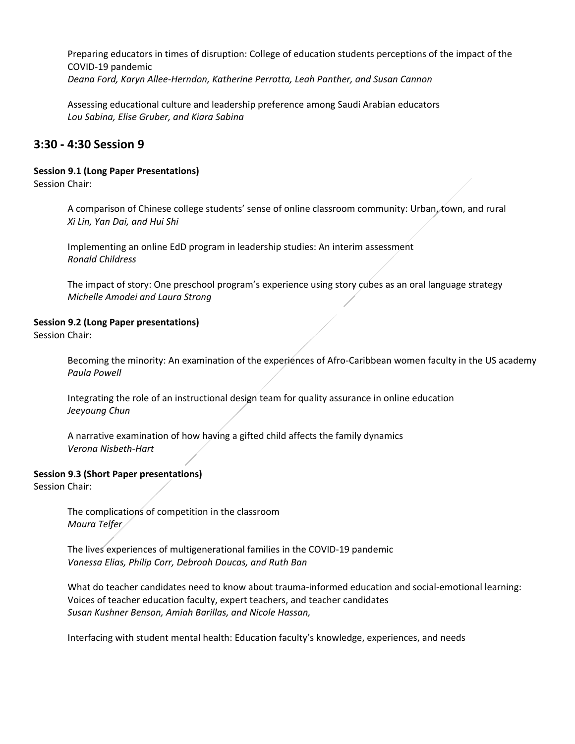Preparing educators in times of disruption: College of education students perceptions of the impact of the COVID-19 pandemic
*Deana Ford, Karyn Allee-Herndon, Katherine Perrotta, Leah Panther, and Susan Cannon*

Assessing educational culture and leadership preference among Saudi Arabian educators
*Lou Sabina, Elise Gruber, and Kiara Sabina*

## 3:30 - 4:30 Session 9

**Session 9.1 (Long Paper Presentations)**
Session Chair:

A comparison of Chinese college students' sense of online classroom community: Urban, town, and rural
*Xi Lin, Yan Dai, and Hui Shi*

Implementing an online EdD program in leadership studies: An interim assessment
*Ronald Childress*

The impact of story: One preschool program's experience using story cubes as an oral language strategy
*Michelle Amodei and Laura Strong*

**Session 9.2 (Long Paper presentations)**
Session Chair:

Becoming the minority: An examination of the experiences of Afro-Caribbean women faculty in the US academy
*Paula Powell*

Integrating the role of an instructional design team for quality assurance in online education
*Jeeyoung Chun*

A narrative examination of how having a gifted child affects the family dynamics
*Verona Nisbeth-Hart*

**Session 9.3 (Short Paper presentations)**
Session Chair:

The complications of competition in the classroom
*Maura Telfer*

The lives experiences of multigenerational families in the COVID-19 pandemic
*Vanessa Elias, Philip Corr, Debroah Doucas, and Ruth Ban*

What do teacher candidates need to know about trauma-informed education and social-emotional learning: Voices of teacher education faculty, expert teachers, and teacher candidates
*Susan Kushner Benson, Amiah Barillas, and Nicole Hassan,*

Interfacing with student mental health: Education faculty's knowledge, experiences, and needs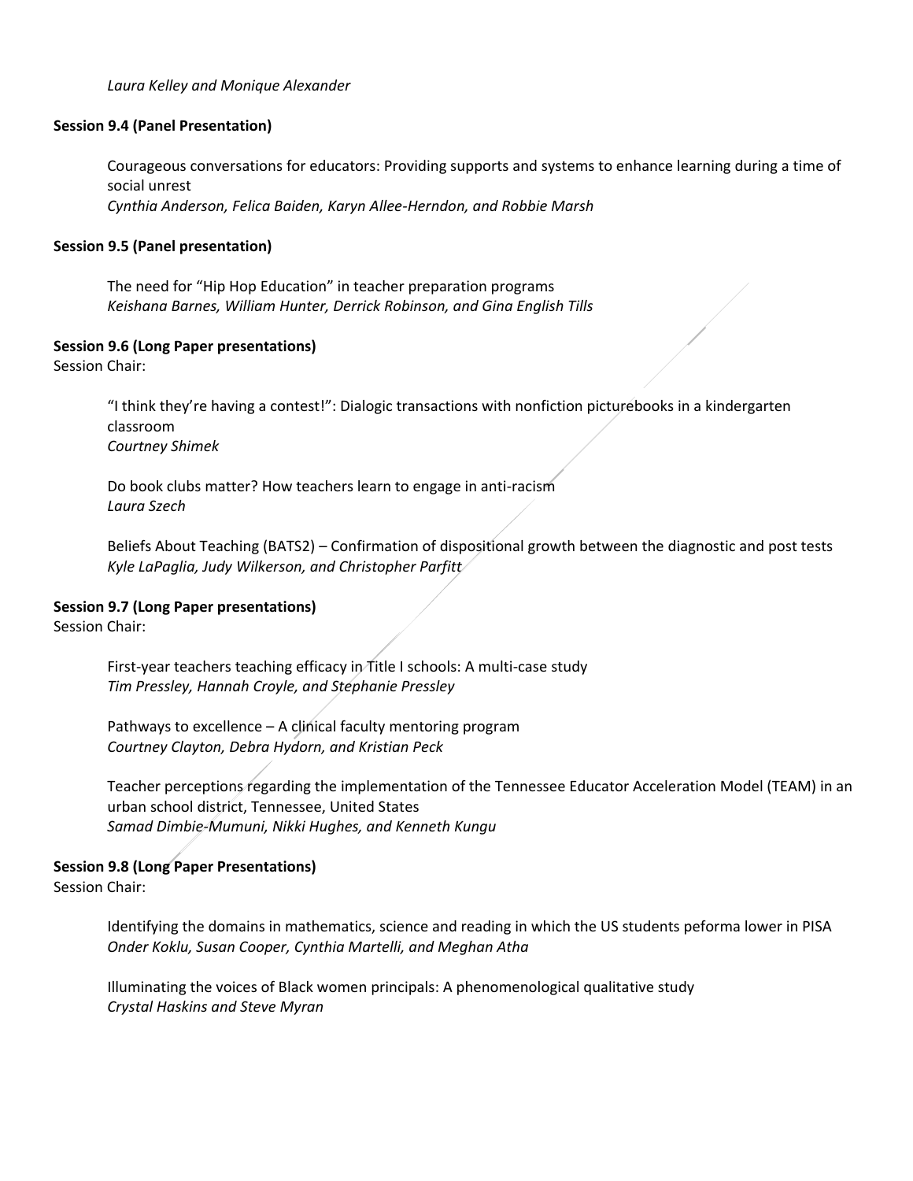*Laura Kelley and Monique Alexander*

**Session 9.4 (Panel Presentation)**

Courageous conversations for educators: Providing supports and systems to enhance learning during a time of social unrest
*Cynthia Anderson, Felica Baiden, Karyn Allee-Herndon, and Robbie Marsh*

**Session 9.5 (Panel presentation)**

The need for "Hip Hop Education" in teacher preparation programs
*Keishana Barnes, William Hunter, Derrick Robinson, and Gina English Tills*

**Session 9.6 (Long Paper presentations)**
Session Chair:

"I think they're having a contest!": Dialogic transactions with nonfiction picturebooks in a kindergarten classroom
*Courtney Shimek*

Do book clubs matter? How teachers learn to engage in anti-racism
*Laura Szech*

Beliefs About Teaching (BATS2) – Confirmation of dispositional growth between the diagnostic and post tests
*Kyle LaPaglia, Judy Wilkerson, and Christopher Parfitt*

**Session 9.7 (Long Paper presentations)**
Session Chair:

First-year teachers teaching efficacy in Title I schools: A multi-case study
*Tim Pressley, Hannah Croyle, and Stephanie Pressley*

Pathways to excellence – A clinical faculty mentoring program
*Courtney Clayton, Debra Hydorn, and Kristian Peck*

Teacher perceptions regarding the implementation of the Tennessee Educator Acceleration Model (TEAM) in an urban school district, Tennessee, United States
*Samad Dimbie-Mumuni, Nikki Hughes, and Kenneth Kungu*

**Session 9.8 (Long Paper Presentations)**
Session Chair:

Identifying the domains in mathematics, science and reading in which the US students peforma lower in PISA
*Onder Koklu, Susan Cooper, Cynthia Martelli, and Meghan Atha*

Illuminating the voices of Black women principals: A phenomenological qualitative study
*Crystal Haskins and Steve Myran*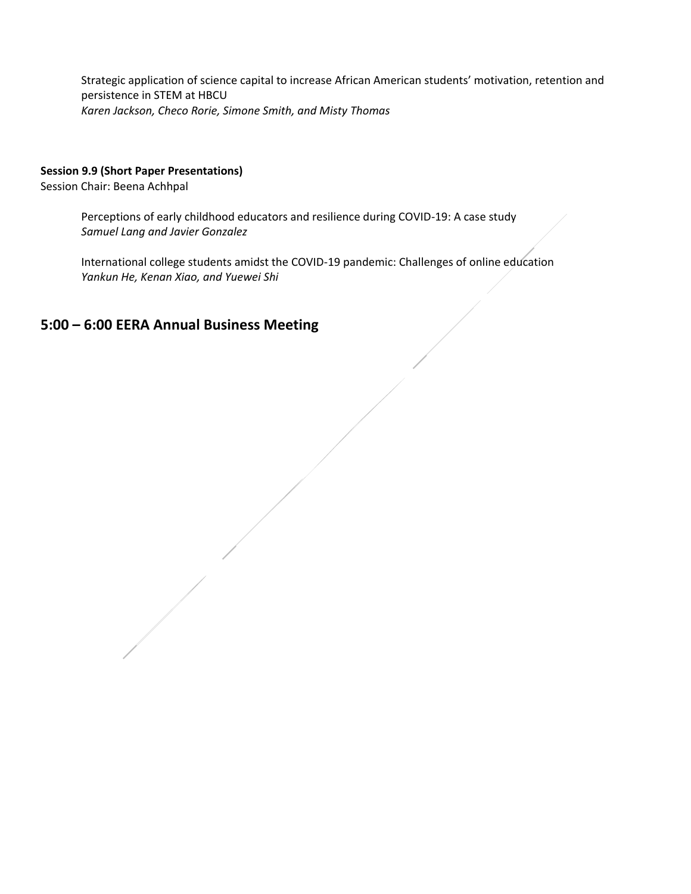Strategic application of science capital to increase African American students' motivation, retention and persistence in STEM at HBCU
*Karen Jackson, Checo Rorie, Simone Smith, and Misty Thomas*

**Session 9.9 (Short Paper Presentations)**
Session Chair: Beena Achhpal

Perceptions of early childhood educators and resilience during COVID-19: A case study
*Samuel Lang and Javier Gonzalez*

International college students amidst the COVID-19 pandemic: Challenges of online education
*Yankun He, Kenan Xiao, and Yuewei Shi*

## 5:00 – 6:00 EERA Annual Business Meeting